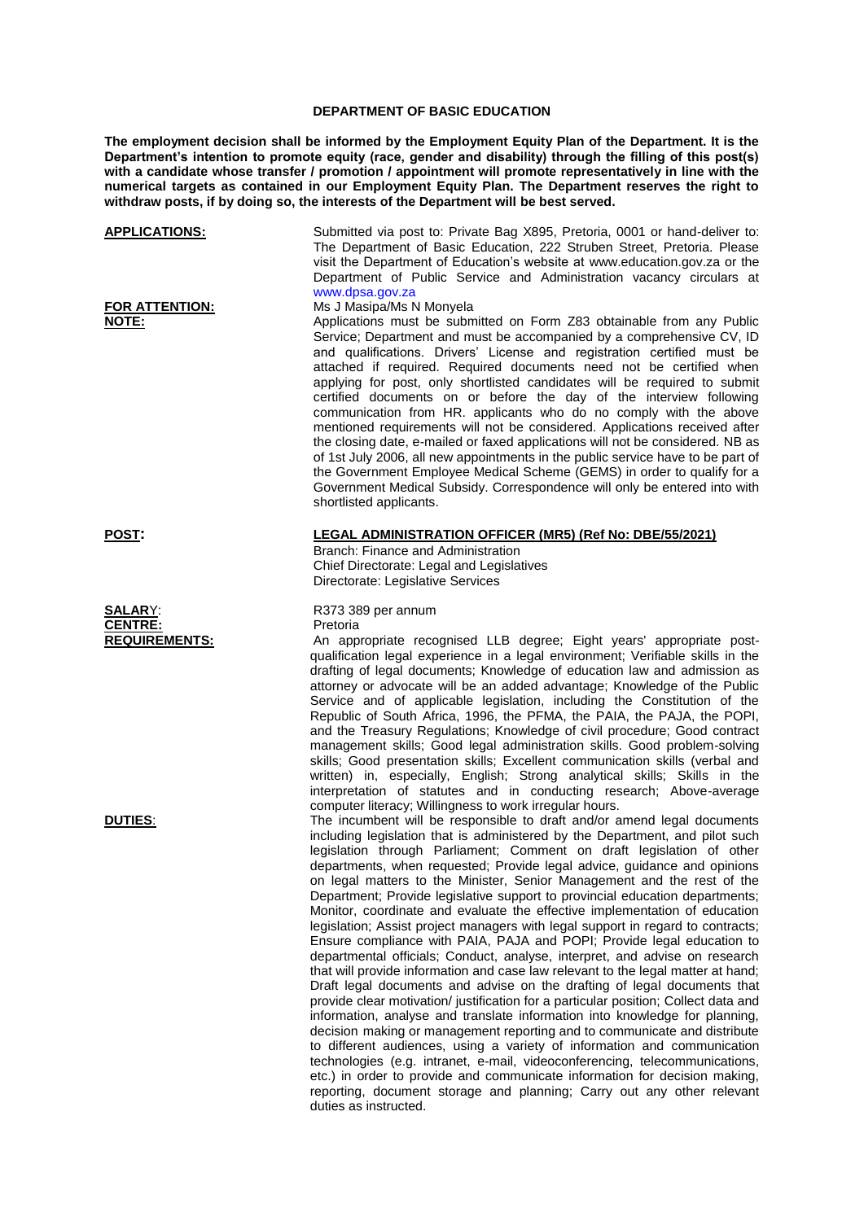**DEPARTMENT OF BASIC EDUCATION**

**The employment decision shall be informed by the Employment Equity Plan of the Department. It is the Department's intention to promote equity (race, gender and disability) through the filling of this post(s) with a candidate whose transfer / promotion / appointment will promote representatively in line with the numerical targets as contained in our Employment Equity Plan. The Department reserves the right to withdraw posts, if by doing so, the interests of the Department will be best served.**

**APPLICATIONS:** Submitted via post to: Private Bag X895, Pretoria, 0001 or hand-deliver to: The Department of Basic Education, 222 Struben Street, Pretoria. Please visit the Department of Education's website at www.education.gov.za or the Department of Public Service and Administration vacancy circulars at www.dpsa.gov.za

**FOR ATTENTION:** Ms J Masipa/Ms N Monyela

**NOTE:** Applications must be submitted on Form Z83 obtainable from any Public Service; Department and must be accompanied by a comprehensive CV, ID and qualifications. Drivers' License and registration certified must be attached if required. Required documents need not be certified when applying for post, only shortlisted candidates will be required to submit certified documents on or before the day of the interview following communication from HR. applicants who do no comply with the above mentioned requirements will not be considered. Applications received after the closing date, e-mailed or faxed applications will not be considered. NB as of 1st July 2006, all new appointments in the public service have to be part of the Government Employee Medical Scheme (GEMS) in order to qualify for a Government Medical Subsidy. Correspondence will only be entered into with shortlisted applicants.

**POST:** **LEGAL ADMINISTRATION OFFICER (MR5) (Ref No: DBE/55/2021)**
Branch: Finance and Administration
Chief Directorate: Legal and Legislatives
Directorate: Legislative Services

**SALARY:** R373 389 per annum

**CENTRE:** Pretoria

**REQUIREMENTS:** An appropriate recognised LLB degree; Eight years' appropriate post-qualification legal experience in a legal environment; Verifiable skills in the drafting of legal documents; Knowledge of education law and admission as attorney or advocate will be an added advantage; Knowledge of the Public Service and of applicable legislation, including the Constitution of the Republic of South Africa, 1996, the PFMA, the PAIA, the PAJA, the POPI, and the Treasury Regulations; Knowledge of civil procedure; Good contract management skills; Good legal administration skills. Good problem-solving skills; Good presentation skills; Excellent communication skills (verbal and written) in, especially, English; Strong analytical skills; Skills in the interpretation of statutes and in conducting research; Above-average computer literacy; Willingness to work irregular hours.

**DUTIES:** The incumbent will be responsible to draft and/or amend legal documents including legislation that is administered by the Department, and pilot such legislation through Parliament; Comment on draft legislation of other departments, when requested; Provide legal advice, guidance and opinions on legal matters to the Minister, Senior Management and the rest of the Department; Provide legislative support to provincial education departments; Monitor, coordinate and evaluate the effective implementation of education legislation; Assist project managers with legal support in regard to contracts; Ensure compliance with PAIA, PAJA and POPI; Provide legal education to departmental officials; Conduct, analyse, interpret, and advise on research that will provide information and case law relevant to the legal matter at hand; Draft legal documents and advise on the drafting of legal documents that provide clear motivation/ justification for a particular position; Collect data and information, analyse and translate information into knowledge for planning, decision making or management reporting and to communicate and distribute to different audiences, using a variety of information and communication technologies (e.g. intranet, e-mail, videoconferencing, telecommunications, etc.) in order to provide and communicate information for decision making, reporting, document storage and planning; Carry out any other relevant duties as instructed.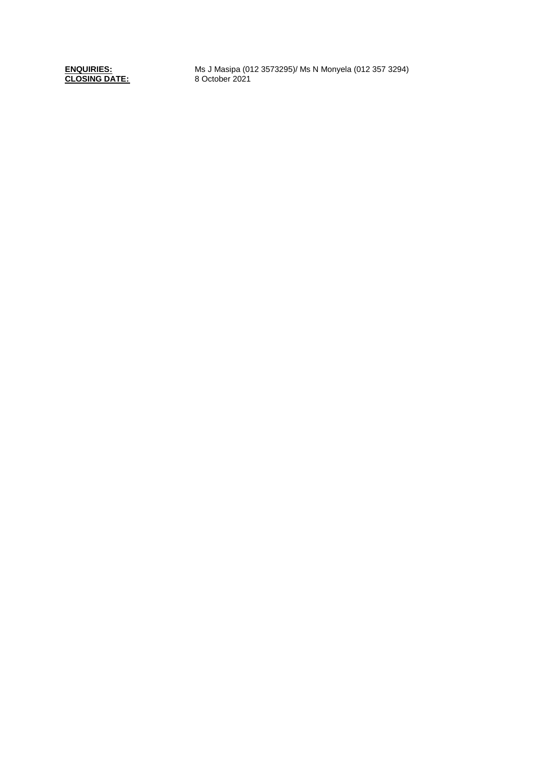**ENQUIRIES:** Ms J Masipa (012 3573295)/ Ms N Monyela (012 357 3294)
**CLOSING DATE:** 8 October 2021